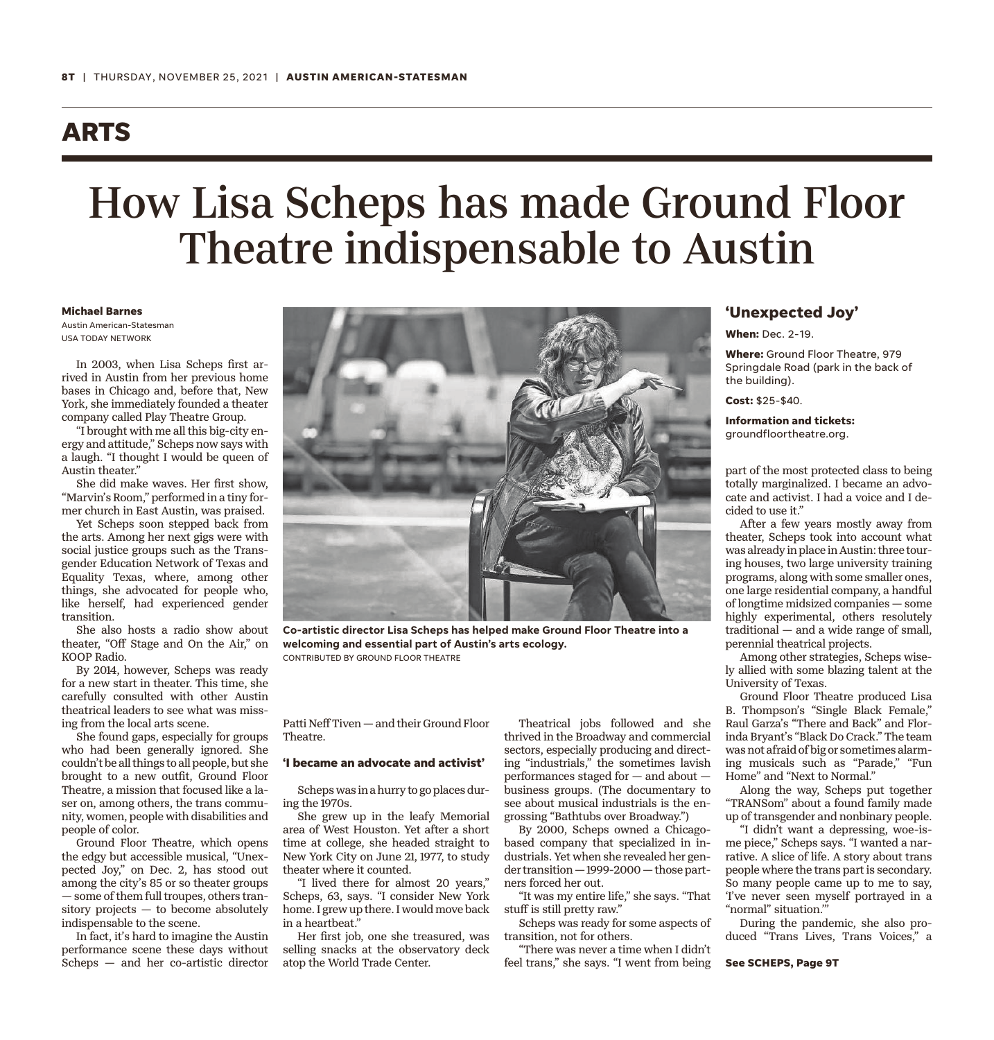## ARTS

# How Lisa Scheps has made Ground Floor Theatre indispensable to Austin

**Michael Barnes**
Austin American-Statesman
USA TODAY NETWORK

In 2003, when Lisa Scheps first arrived in Austin from her previous home bases in Chicago and, before that, New York, she immediately founded a theater company called Play Theatre Group.

"I brought with me all this big-city energy and attitude," Scheps now says with a laugh. "I thought I would be queen of Austin theater."

She did make waves. Her first show, "Marvin's Room," performed in a tiny former church in East Austin, was praised.

Yet Scheps soon stepped back from the arts. Among her next gigs were with social justice groups such as the Transgender Education Network of Texas and Equality Texas, where, among other things, she advocated for people who, like herself, had experienced gender transition.

She also hosts a radio show about theater, "Off Stage and On the Air," on KOOP Radio.

By 2014, however, Scheps was ready for a new start in theater. This time, she carefully consulted with other Austin theatrical leaders to see what was missing from the local arts scene.

She found gaps, especially for groups who had been generally ignored. She couldn't be all things to all people, but she brought to a new outfit, Ground Floor Theatre, a mission that focused like a laser on, among others, the trans community, women, people with disabilities and people of color.

Ground Floor Theatre, which opens the edgy but accessible musical, "Unexpected Joy," on Dec. 2, has stood out among the city's 85 or so theater groups — some of them full troupes, others transitory projects — to become absolutely indispensable to the scene.

In fact, it's hard to imagine the Austin performance scene these days without Scheps — and her co-artistic director Patti Neff Tiven — and their Ground Floor Theatre.

**Co-artistic director Lisa Scheps has helped make Ground Floor Theatre into a welcoming and essential part of Austin's arts ecology.**
CONTRIBUTED BY GROUND FLOOR THEATRE

### 'I became an advocate and activist'

Scheps was in a hurry to go places during the 1970s.

She grew up in the leafy Memorial area of West Houston. Yet after a short time at college, she headed straight to New York City on June 21, 1977, to study theater where it counted.

"I lived there for almost 20 years," Scheps, 63, says. "I consider New York home. I grew up there. I would move back in a heartbeat."

Her first job, one she treasured, was selling snacks at the observatory deck atop the World Trade Center.

Theatrical jobs followed and she thrived in the Broadway and commercial sectors, especially producing and directing "industrials," the sometimes lavish performances staged for — and about — business groups. (The documentary to see about musical industrials is the engrossing "Bathtubs over Broadway.")

By 2000, Scheps owned a Chicago-based company that specialized in industrials. Yet when she revealed her gender transition — 1999-2000 — those partners forced her out.

"It was my entire life," she says. "That stuff is still pretty raw."

Scheps was ready for some aspects of transition, not for others.

"There was never a time when I didn't feel trans," she says. "I went from being part of the most protected class to being totally marginalized. I became an advocate and activist. I had a voice and I decided to use it."

After a few years mostly away from theater, Scheps took into account what was already in place in Austin: three touring houses, two large university training programs, along with some smaller ones, one large residential company, a handful of longtime midsized companies — some highly experimental, others resolutely traditional — and a wide range of small, perennial theatrical projects.

Among other strategies, Scheps wisely allied with some blazing talent at the University of Texas.

Ground Floor Theatre produced Lisa B. Thompson's "Single Black Female," Raul Garza's "There and Back" and Florinda Bryant's "Black Do Crack." The team was not afraid of big or sometimes alarming musicals such as "Parade," "Fun Home" and "Next to Normal."

Along the way, Scheps put together "TRANSom" about a found family made up of transgender and nonbinary people.

"I didn't want a depressing, woe-is-me piece," Scheps says. "I wanted a narrative. A slice of life. A story about trans people where the trans part is secondary. So many people came up to me to say, 'I've never seen myself portrayed in a "normal" situation.'"

During the pandemic, she also produced "Trans Lives, Trans Voices," a

**See SCHEPS, Page 9T**

### 'Unexpected Joy'

**When:** Dec. 2-19.

**Where:** Ground Floor Theatre, 979 Springdale Road (park in the back of the building).

**Cost:** $25-$40.

**Information and tickets:** groundfloortheatre.org.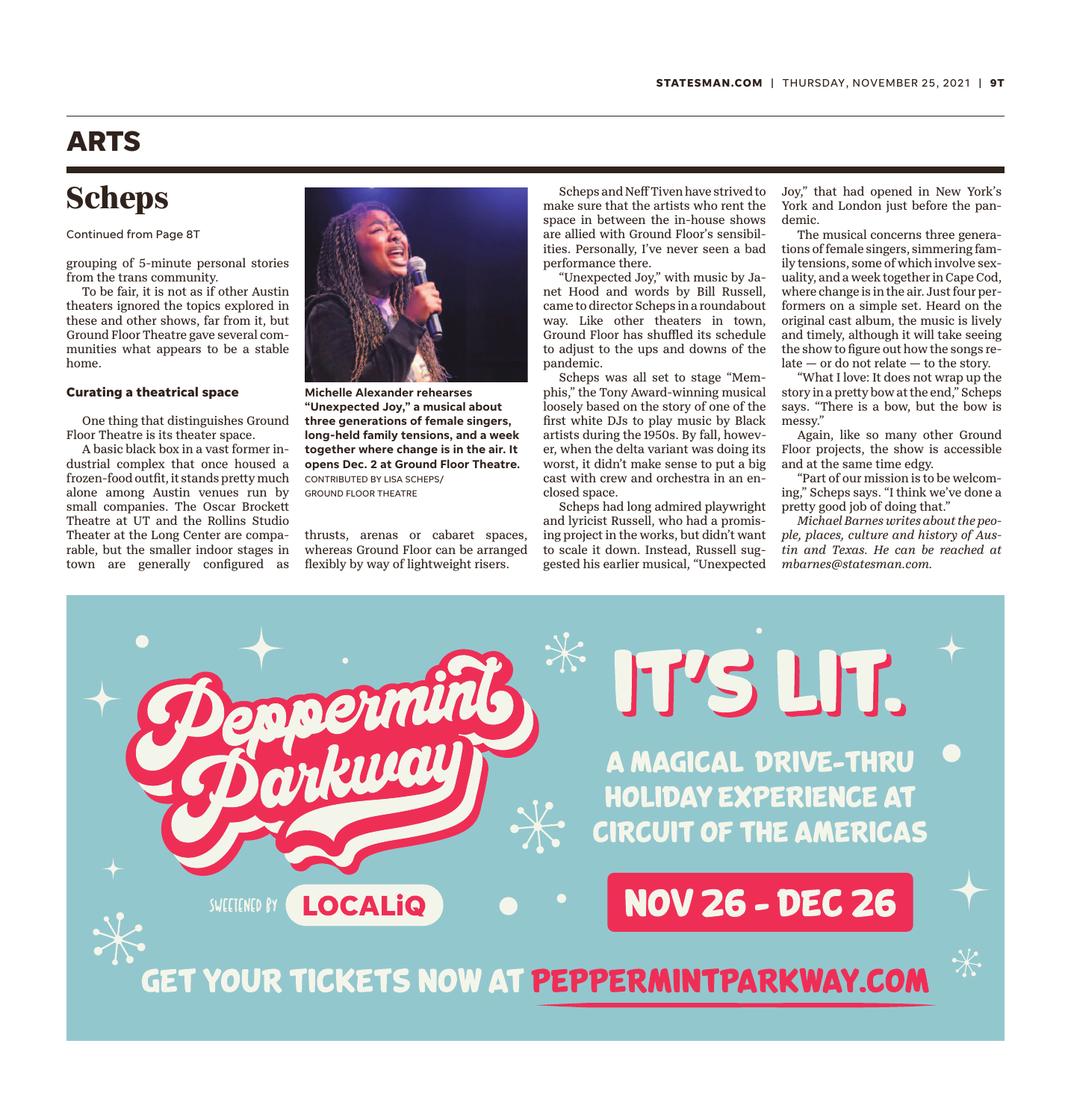## ARTS

# Scheps

Continued from Page 8T

grouping of 5-minute personal stories from the trans community.

To be fair, it is not as if other Austin theaters ignored the topics explored in these and other shows, far from it, but Ground Floor Theatre gave several communities what appears to be a stable home.

### Curating a theatrical space

One thing that distinguishes Ground Floor Theatre is its theater space.

A basic black box in a vast former industrial complex that once housed a frozen-food outfit, it stands pretty much alone among Austin venues run by small companies. The Oscar Brockett Theatre at UT and the Rollins Studio Theater at the Long Center are comparable, but the smaller indoor stages in town are generally configured as thrusts, arenas or cabaret spaces, whereas Ground Floor can be arranged flexibly by way of lightweight risers.

**Michelle Alexander rehearses "Unexpected Joy," a musical about three generations of female singers, long-held family tensions, and a week together where change is in the air. It opens Dec. 2 at Ground Floor Theatre.** CONTRIBUTED BY LISA SCHEPS/ GROUND FLOOR THEATRE

Scheps and Neff Tiven have strived to make sure that the artists who rent the space in between the in-house shows are allied with Ground Floor's sensibilities. Personally, I've never seen a bad performance there.

"Unexpected Joy," with music by Janet Hood and words by Bill Russell, came to director Scheps in a roundabout way. Like other theaters in town, Ground Floor has shuffled its schedule to adjust to the ups and downs of the pandemic.

Scheps was all set to stage "Memphis," the Tony Award-winning musical loosely based on the story of one of the first white DJs to play music by Black artists during the 1950s. By fall, however, when the delta variant was doing its worst, it didn't make sense to put a big cast with crew and orchestra in an enclosed space.

Scheps had long admired playwright and lyricist Russell, who had a promising project in the works, but didn't want to scale it down. Instead, Russell suggested his earlier musical, "Unexpected Joy," that had opened in New York's York and London just before the pandemic.

The musical concerns three generations of female singers, simmering family tensions, some of which involve sexuality, and a week together in Cape Cod, where change is in the air. Just four performers on a simple set. Heard on the original cast album, the music is lively and timely, although it will take seeing the show to figure out how the songs relate — or do not relate — to the story.

"What I love: It does not wrap up the story in a pretty bow at the end," Scheps says. "There is a bow, but the bow is messy."

Again, like so many other Ground Floor projects, the show is accessible and at the same time edgy.

"Part of our mission is to be welcoming," Scheps says. "I think we've done a pretty good job of doing that."

*Michael Barnes writes about the people, places, culture and history of Austin and Texas. He can be reached at mbarnes@statesman.com.*

Peppermint Parkway

IT'S LIT.

A MAGICAL DRIVE-THRU HOLIDAY EXPERIENCE AT CIRCUIT OF THE AMERICAS

SWEETENED BY LOCALiQ

NOV 26 - DEC 26

GET YOUR TICKETS NOW AT PEPPERMINTPARKWAY.COM